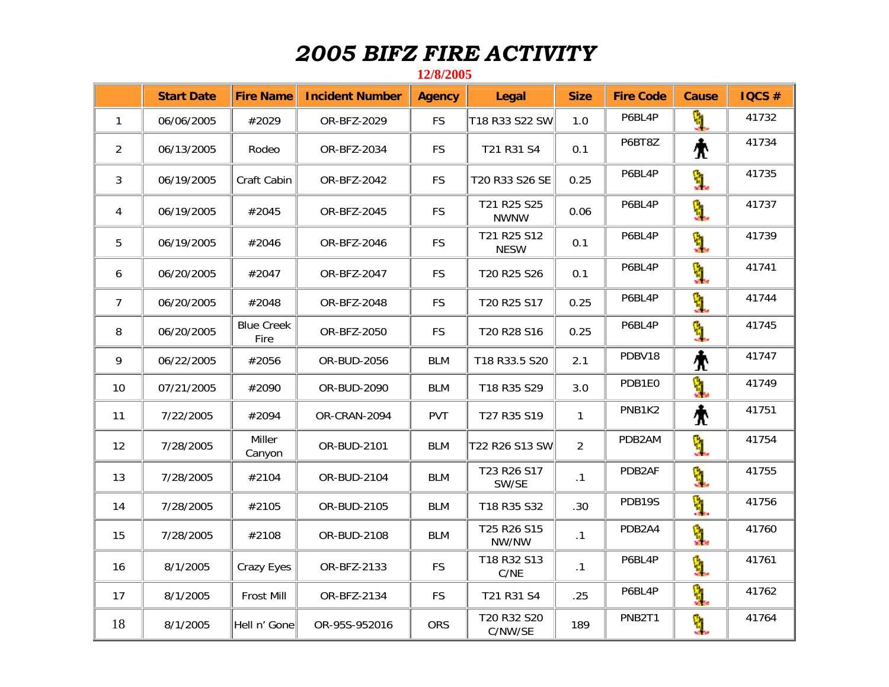# *2005 BIFZ FIRE ACTIVITY*

**12/8/2005**

| | Start Date | Fire Name | Incident Number | Agency | Legal | Size | Fire Code | Cause | IQCS # |
|---|---|---|---|---|---|---|---|---|---|
| 1 | 06/06/2005 | #2029 | OR-BFZ-2029 | FS | T18 R33 S22 SW | 1.0 | P6BL4P | | 41732 |
| 2 | 06/13/2005 | Rodeo | OR-BFZ-2034 | FS | T21 R31 S4 | 0.1 | P6BT8Z | | 41734 |
| 3 | 06/19/2005 | Craft Cabin | OR-BFZ-2042 | FS | T20 R33 S26 SE | 0.25 | P6BL4P | | 41735 |
| 4 | 06/19/2005 | #2045 | OR-BFZ-2045 | FS | T21 R25 S25 NWNW | 0.06 | P6BL4P | | 41737 |
| 5 | 06/19/2005 | #2046 | OR-BFZ-2046 | FS | T21 R25 S12 NESW | 0.1 | P6BL4P | | 41739 |
| 6 | 06/20/2005 | #2047 | OR-BFZ-2047 | FS | T20 R25 S26 | 0.1 | P6BL4P | | 41741 |
| 7 | 06/20/2005 | #2048 | OR-BFZ-2048 | FS | T20 R25 S17 | 0.25 | P6BL4P | | 41744 |
| 8 | 06/20/2005 | Blue Creek Fire | OR-BFZ-2050 | FS | T20 R28 S16 | 0.25 | P6BL4P | | 41745 |
| 9 | 06/22/2005 | #2056 | OR-BUD-2056 | BLM | T18 R33.5 S20 | 2.1 | PDBV18 | | 41747 |
| 10 | 07/21/2005 | #2090 | OR-BUD-2090 | BLM | T18 R35 S29 | 3.0 | PDB1E0 | | 41749 |
| 11 | 7/22/2005 | #2094 | OR-CRAN-2094 | PVT | T27 R35 S19 | 1 | PNB1K2 | | 41751 |
| 12 | 7/28/2005 | Miller Canyon | OR-BUD-2101 | BLM | T22 R26 S13 SW | 2 | PDB2AM | | 41754 |
| 13 | 7/28/2005 | #2104 | OR-BUD-2104 | BLM | T23 R26 S17 SW/SE | .1 | PDB2AF | | 41755 |
| 14 | 7/28/2005 | #2105 | OR-BUD-2105 | BLM | T18 R35 S32 | .30 | PDB19S | | 41756 |
| 15 | 7/28/2005 | #2108 | OR-BUD-2108 | BLM | T25 R26 S15 NW/NW | .1 | PDB2A4 | | 41760 |
| 16 | 8/1/2005 | Crazy Eyes | OR-BFZ-2133 | FS | T18 R32 S13 C/NE | .1 | P6BL4P | | 41761 |
| 17 | 8/1/2005 | Frost Mill | OR-BFZ-2134 | FS | T21 R31 S4 | .25 | P6BL4P | | 41762 |
| 18 | 8/1/2005 | Hell n' Gone | OR-95S-952016 | ORS | T20 R32 S20 C/NW/SE | 189 | PNB2T1 | | 41764 |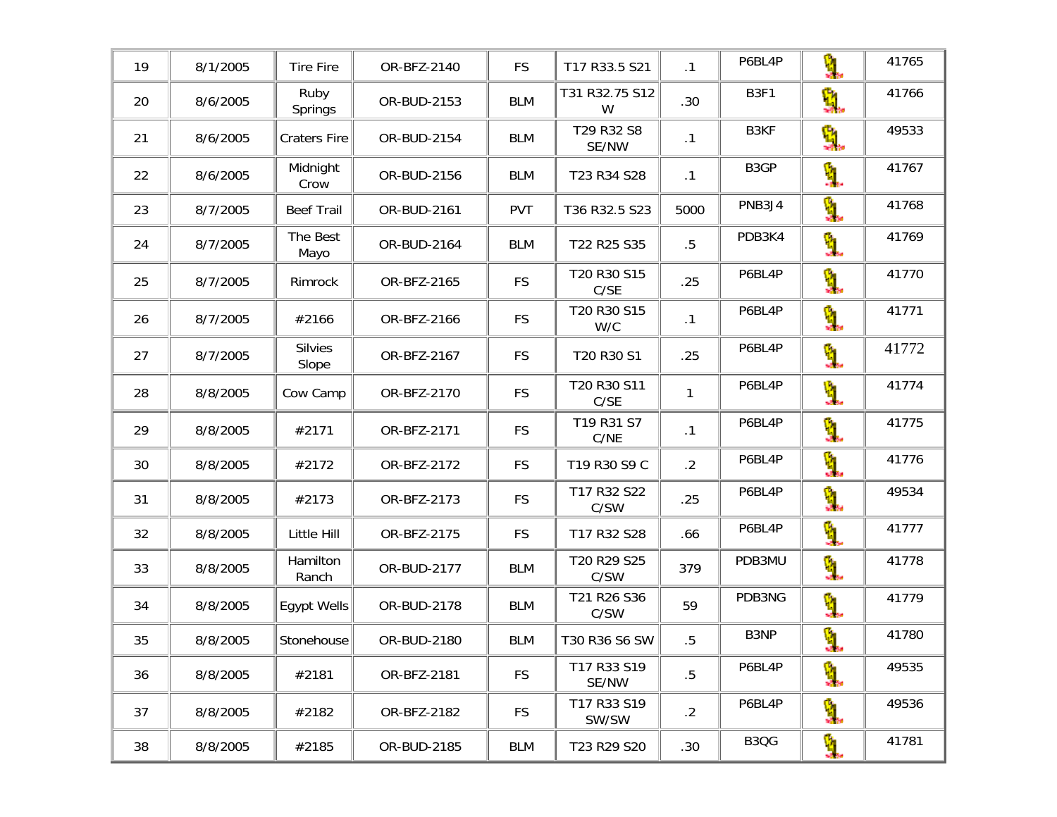| | | | | | | | | | |
|---|---|---|---|---|---|---|---|---|---|
| 19 | 8/1/2005 | Tire Fire | OR-BFZ-2140 | FS | T17 R33.5 S21 | .1 | P6BL4P | | 41765 |
| 20 | 8/6/2005 | Ruby Springs | OR-BUD-2153 | BLM | T31 R32.75 S12 W | .30 | B3F1 | | 41766 |
| 21 | 8/6/2005 | Craters Fire | OR-BUD-2154 | BLM | T29 R32 S8 SE/NW | .1 | B3KF | | 49533 |
| 22 | 8/6/2005 | Midnight Crow | OR-BUD-2156 | BLM | T23 R34 S28 | .1 | B3GP | | 41767 |
| 23 | 8/7/2005 | Beef Trail | OR-BUD-2161 | PVT | T36 R32.5 S23 | 5000 | PNB3J4 | | 41768 |
| 24 | 8/7/2005 | The Best Mayo | OR-BUD-2164 | BLM | T22 R25 S35 | .5 | PDB3K4 | | 41769 |
| 25 | 8/7/2005 | Rimrock | OR-BFZ-2165 | FS | T20 R30 S15 C/SE | .25 | P6BL4P | | 41770 |
| 26 | 8/7/2005 | #2166 | OR-BFZ-2166 | FS | T20 R30 S15 W/C | .1 | P6BL4P | | 41771 |
| 27 | 8/7/2005 | Silvies Slope | OR-BFZ-2167 | FS | T20 R30 S1 | .25 | P6BL4P | | 41772 |
| 28 | 8/8/2005 | Cow Camp | OR-BFZ-2170 | FS | T20 R30 S11 C/SE | 1 | P6BL4P | | 41774 |
| 29 | 8/8/2005 | #2171 | OR-BFZ-2171 | FS | T19 R31 S7 C/NE | .1 | P6BL4P | | 41775 |
| 30 | 8/8/2005 | #2172 | OR-BFZ-2172 | FS | T19 R30 S9 C | .2 | P6BL4P | | 41776 |
| 31 | 8/8/2005 | #2173 | OR-BFZ-2173 | FS | T17 R32 S22 C/SW | .25 | P6BL4P | | 49534 |
| 32 | 8/8/2005 | Little Hill | OR-BFZ-2175 | FS | T17 R32 S28 | .66 | P6BL4P | | 41777 |
| 33 | 8/8/2005 | Hamilton Ranch | OR-BUD-2177 | BLM | T20 R29 S25 C/SW | 379 | PDB3MU | | 41778 |
| 34 | 8/8/2005 | Egypt Wells | OR-BUD-2178 | BLM | T21 R26 S36 C/SW | 59 | PDB3NG | | 41779 |
| 35 | 8/8/2005 | Stonehouse | OR-BUD-2180 | BLM | T30 R36 S6 SW | .5 | B3NP | | 41780 |
| 36 | 8/8/2005 | #2181 | OR-BFZ-2181 | FS | T17 R33 S19 SE/NW | .5 | P6BL4P | | 49535 |
| 37 | 8/8/2005 | #2182 | OR-BFZ-2182 | FS | T17 R33 S19 SW/SW | .2 | P6BL4P | | 49536 |
| 38 | 8/8/2005 | #2185 | OR-BUD-2185 | BLM | T23 R29 S20 | .30 | B3QG | | 41781 |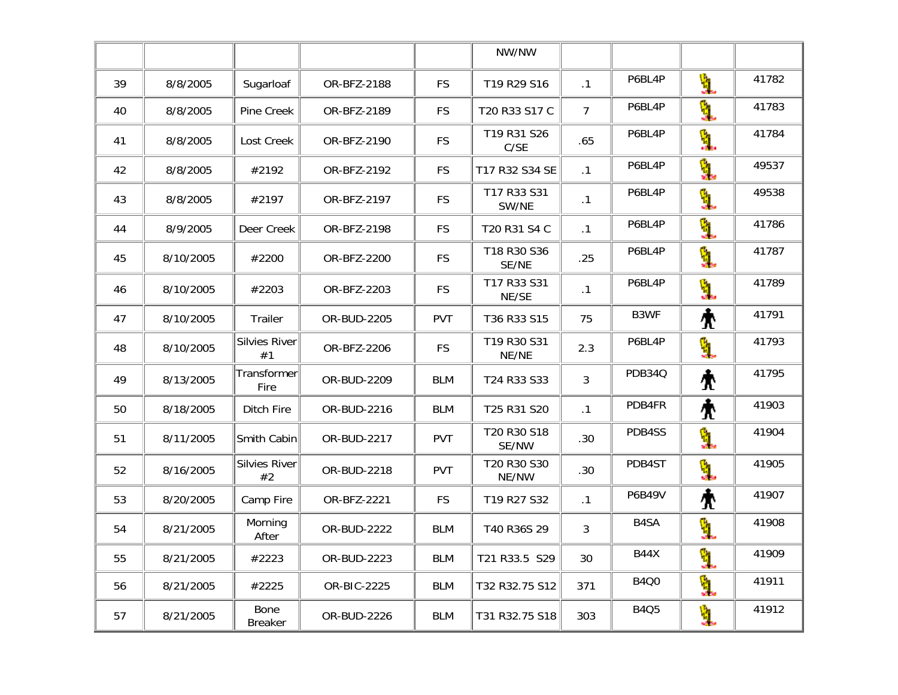| | | | | | | | | | |
|---|---|---|---|---|---|---|---|---|---|
| | | | | | NW/NW | | | | |
| 39 | 8/8/2005 | Sugarloaf | OR-BFZ-2188 | FS | T19 R29 S16 | .1 | P6BL4P | | 41782 |
| 40 | 8/8/2005 | Pine Creek | OR-BFZ-2189 | FS | T20 R33 S17 C | 7 | P6BL4P | | 41783 |
| 41 | 8/8/2005 | Lost Creek | OR-BFZ-2190 | FS | T19 R31 S26 C/SE | .65 | P6BL4P | | 41784 |
| 42 | 8/8/2005 | #2192 | OR-BFZ-2192 | FS | T17 R32 S34 SE | .1 | P6BL4P | | 49537 |
| 43 | 8/8/2005 | #2197 | OR-BFZ-2197 | FS | T17 R33 S31 SW/NE | .1 | P6BL4P | | 49538 |
| 44 | 8/9/2005 | Deer Creek | OR-BFZ-2198 | FS | T20 R31 S4 C | .1 | P6BL4P | | 41786 |
| 45 | 8/10/2005 | #2200 | OR-BFZ-2200 | FS | T18 R30 S36 SE/NE | .25 | P6BL4P | | 41787 |
| 46 | 8/10/2005 | #2203 | OR-BFZ-2203 | FS | T17 R33 S31 NE/SE | .1 | P6BL4P | | 41789 |
| 47 | 8/10/2005 | Trailer | OR-BUD-2205 | PVT | T36 R33 S15 | 75 | B3WF | | 41791 |
| 48 | 8/10/2005 | Silvies River #1 | OR-BFZ-2206 | FS | T19 R30 S31 NE/NE | 2.3 | P6BL4P | | 41793 |
| 49 | 8/13/2005 | Transformer Fire | OR-BUD-2209 | BLM | T24 R33 S33 | 3 | PDB34Q | | 41795 |
| 50 | 8/18/2005 | Ditch Fire | OR-BUD-2216 | BLM | T25 R31 S20 | .1 | PDB4FR | | 41903 |
| 51 | 8/11/2005 | Smith Cabin | OR-BUD-2217 | PVT | T20 R30 S18 SE/NW | .30 | PDB4SS | | 41904 |
| 52 | 8/16/2005 | Silvies River #2 | OR-BUD-2218 | PVT | T20 R30 S30 NE/NW | .30 | PDB4ST | | 41905 |
| 53 | 8/20/2005 | Camp Fire | OR-BFZ-2221 | FS | T19 R27 S32 | .1 | P6B49V | | 41907 |
| 54 | 8/21/2005 | Morning After | OR-BUD-2222 | BLM | T40 R36S 29 | 3 | B4SA | | 41908 |
| 55 | 8/21/2005 | #2223 | OR-BUD-2223 | BLM | T21 R33.5 S29 | 30 | B44X | | 41909 |
| 56 | 8/21/2005 | #2225 | OR-BIC-2225 | BLM | T32 R32.75 S12 | 371 | B4Q0 | | 41911 |
| 57 | 8/21/2005 | Bone Breaker | OR-BUD-2226 | BLM | T31 R32.75 S18 | 303 | B4Q5 | | 41912 |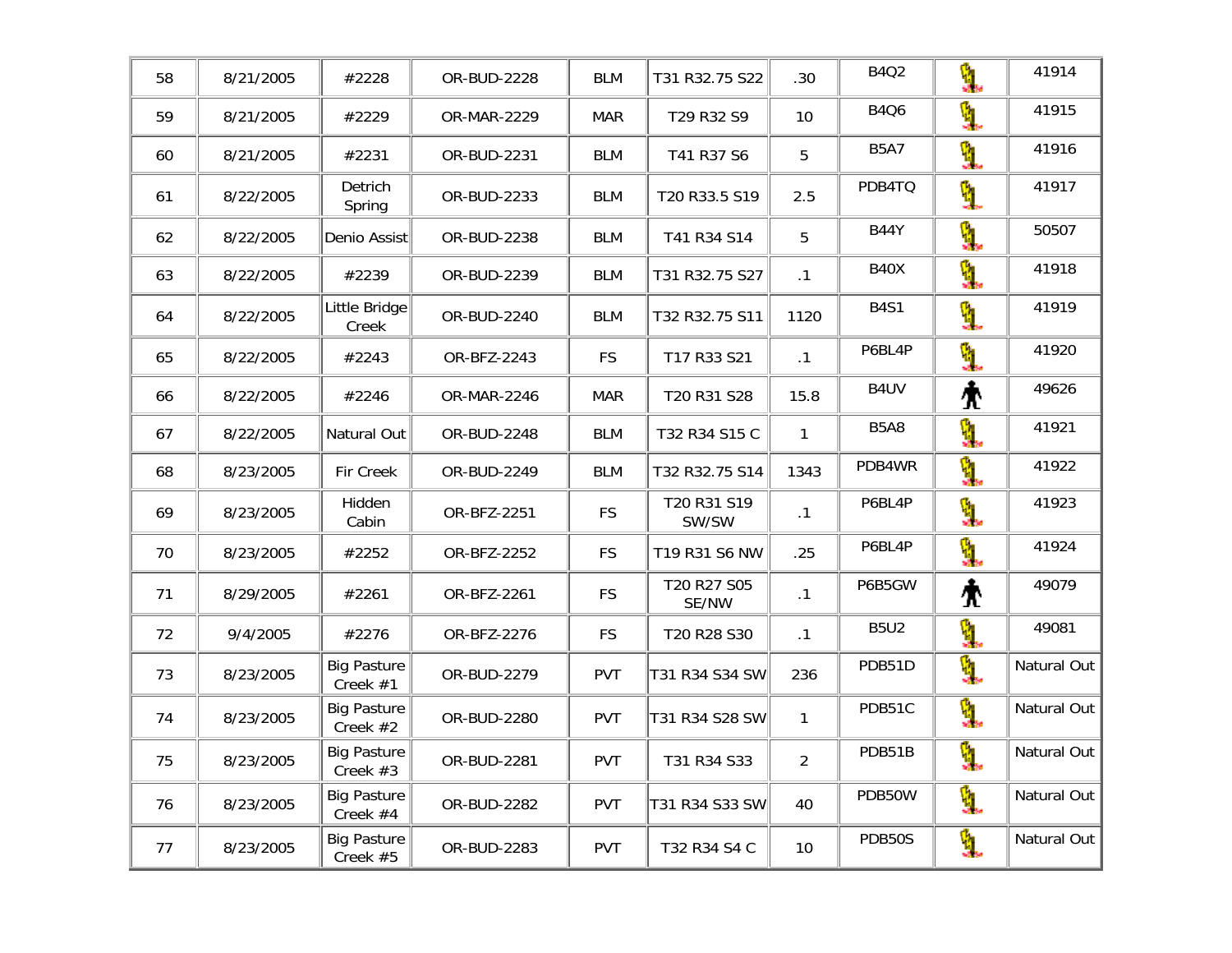| | | | | | | | | | |
|---|---|---|---|---|---|---|---|---|---|
| 58 | 8/21/2005 | #2228 | OR-BUD-2228 | BLM | T31 R32.75 S22 | .30 | B4Q2 | | 41914 |
| 59 | 8/21/2005 | #2229 | OR-MAR-2229 | MAR | T29 R32 S9 | 10 | B4Q6 | | 41915 |
| 60 | 8/21/2005 | #2231 | OR-BUD-2231 | BLM | T41 R37 S6 | 5 | B5A7 | | 41916 |
| 61 | 8/22/2005 | Detrich Spring | OR-BUD-2233 | BLM | T20 R33.5 S19 | 2.5 | PDB4TQ | | 41917 |
| 62 | 8/22/2005 | Denio Assist | OR-BUD-2238 | BLM | T41 R34 S14 | 5 | B44Y | | 50507 |
| 63 | 8/22/2005 | #2239 | OR-BUD-2239 | BLM | T31 R32.75 S27 | .1 | B40X | | 41918 |
| 64 | 8/22/2005 | Little Bridge Creek | OR-BUD-2240 | BLM | T32 R32.75 S11 | 1120 | B4S1 | | 41919 |
| 65 | 8/22/2005 | #2243 | OR-BFZ-2243 | FS | T17 R33 S21 | .1 | P6BL4P | | 41920 |
| 66 | 8/22/2005 | #2246 | OR-MAR-2246 | MAR | T20 R31 S28 | 15.8 | B4UV | | 49626 |
| 67 | 8/22/2005 | Natural Out | OR-BUD-2248 | BLM | T32 R34 S15 C | 1 | B5A8 | | 41921 |
| 68 | 8/23/2005 | Fir Creek | OR-BUD-2249 | BLM | T32 R32.75 S14 | 1343 | PDB4WR | | 41922 |
| 69 | 8/23/2005 | Hidden Cabin | OR-BFZ-2251 | FS | T20 R31 S19 SW/SW | .1 | P6BL4P | | 41923 |
| 70 | 8/23/2005 | #2252 | OR-BFZ-2252 | FS | T19 R31 S6 NW | .25 | P6BL4P | | 41924 |
| 71 | 8/29/2005 | #2261 | OR-BFZ-2261 | FS | T20 R27 S05 SE/NW | .1 | P6B5GW | | 49079 |
| 72 | 9/4/2005 | #2276 | OR-BFZ-2276 | FS | T20 R28 S30 | .1 | B5U2 | | 49081 |
| 73 | 8/23/2005 | Big Pasture Creek #1 | OR-BUD-2279 | PVT | T31 R34 S34 SW | 236 | PDB51D | | Natural Out |
| 74 | 8/23/2005 | Big Pasture Creek #2 | OR-BUD-2280 | PVT | T31 R34 S28 SW | 1 | PDB51C | | Natural Out |
| 75 | 8/23/2005 | Big Pasture Creek #3 | OR-BUD-2281 | PVT | T31 R34 S33 | 2 | PDB51B | | Natural Out |
| 76 | 8/23/2005 | Big Pasture Creek #4 | OR-BUD-2282 | PVT | T31 R34 S33 SW | 40 | PDB50W | | Natural Out |
| 77 | 8/23/2005 | Big Pasture Creek #5 | OR-BUD-2283 | PVT | T32 R34 S4 C | 10 | PDB50S | | Natural Out |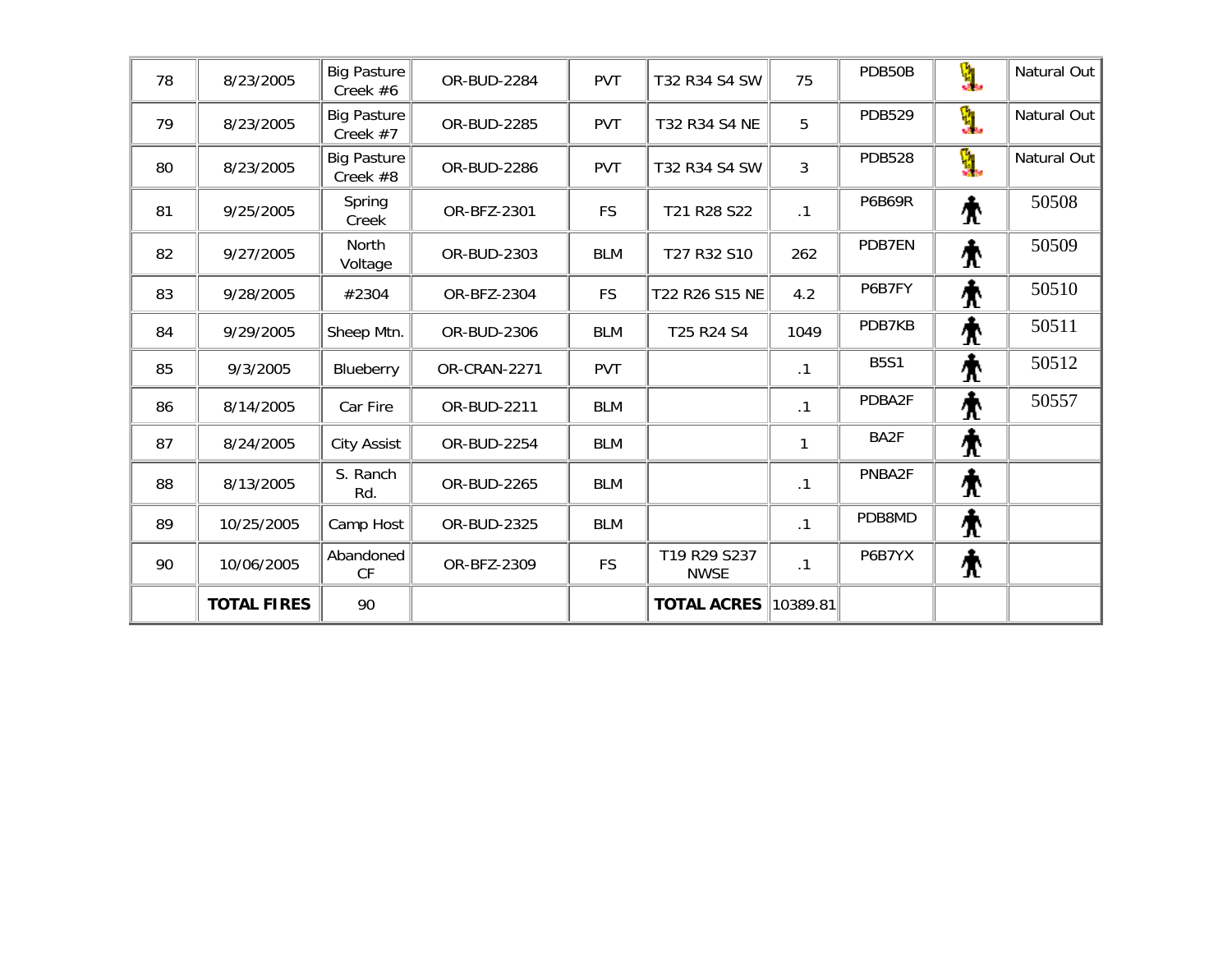| | | | | | | | | | |
|---|---|---|---|---|---|---|---|---|---|
| 78 | 8/23/2005 | Big Pasture Creek #6 | OR-BUD-2284 | PVT | T32 R34 S4 SW | 75 | PDB50B | | Natural Out |
| 79 | 8/23/2005 | Big Pasture Creek #7 | OR-BUD-2285 | PVT | T32 R34 S4 NE | 5 | PDB529 | | Natural Out |
| 80 | 8/23/2005 | Big Pasture Creek #8 | OR-BUD-2286 | PVT | T32 R34 S4 SW | 3 | PDB528 | | Natural Out |
| 81 | 9/25/2005 | Spring Creek | OR-BFZ-2301 | FS | T21 R28 S22 | .1 | P6B69R | | 50508 |
| 82 | 9/27/2005 | North Voltage | OR-BUD-2303 | BLM | T27 R32 S10 | 262 | PDB7EN | | 50509 |
| 83 | 9/28/2005 | #2304 | OR-BFZ-2304 | FS | T22 R26 S15 NE | 4.2 | P6B7FY | | 50510 |
| 84 | 9/29/2005 | Sheep Mtn. | OR-BUD-2306 | BLM | T25 R24 S4 | 1049 | PDB7KB | | 50511 |
| 85 | 9/3/2005 | Blueberry | OR-CRAN-2271 | PVT | | .1 | B5S1 | | 50512 |
| 86 | 8/14/2005 | Car Fire | OR-BUD-2211 | BLM | | .1 | PDBA2F | | 50557 |
| 87 | 8/24/2005 | City Assist | OR-BUD-2254 | BLM | | 1 | BA2F | | |
| 88 | 8/13/2005 | S. Ranch Rd. | OR-BUD-2265 | BLM | | .1 | PNBA2F | | |
| 89 | 10/25/2005 | Camp Host | OR-BUD-2325 | BLM | | .1 | PDB8MD | | |
| 90 | 10/06/2005 | Abandoned CF | OR-BFZ-2309 | FS | T19 R29 S237 NWSE | .1 | P6B7YX | | |
| | **TOTAL FIRES** | 90 | | | **TOTAL ACRES** | 10389.81 | | | |